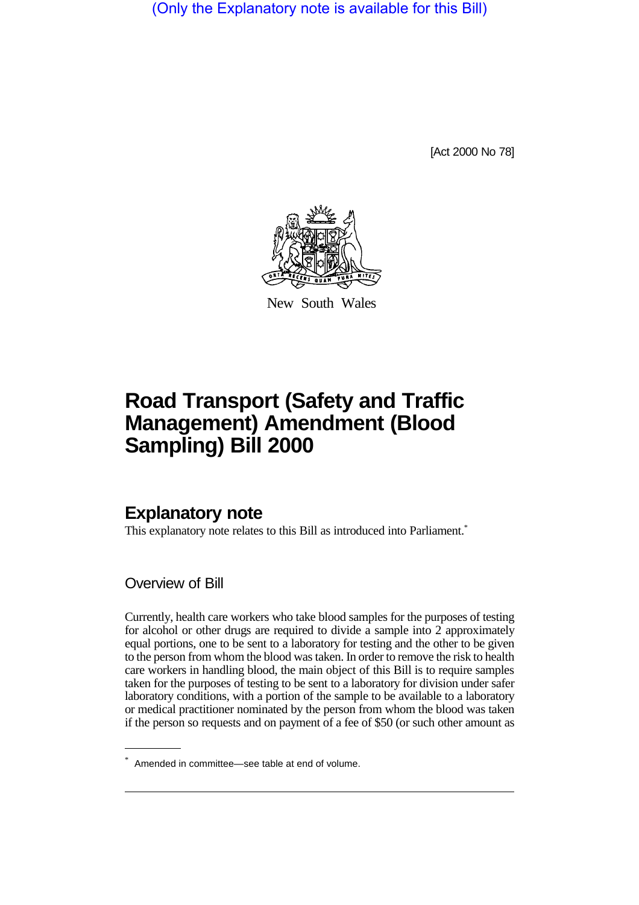(Only the Explanatory note is available for this Bill)

[Act 2000 No 78]

New South Wales

# Road Transport (Safety and Traffic Management) Amendment (Blood Sampling) Bill 2000

## Explanatory note

This explanatory note relates to this Bill as introduced into Parliament.*

### Overview of Bill

Currently, health care workers who take blood samples for the purposes of testing for alcohol or other drugs are required to divide a sample into 2 approximately equal portions, one to be sent to a laboratory for testing and the other to be given to the person from whom the blood was taken. In order to remove the risk to health care workers in handling blood, the main object of this Bill is to require samples taken for the purposes of testing to be sent to a laboratory for division under safer laboratory conditions, with a portion of the sample to be available to a laboratory or medical practitioner nominated by the person from whom the blood was taken if the person so requests and on payment of a fee of $50 (or such other amount as

* Amended in committee—see table at end of volume.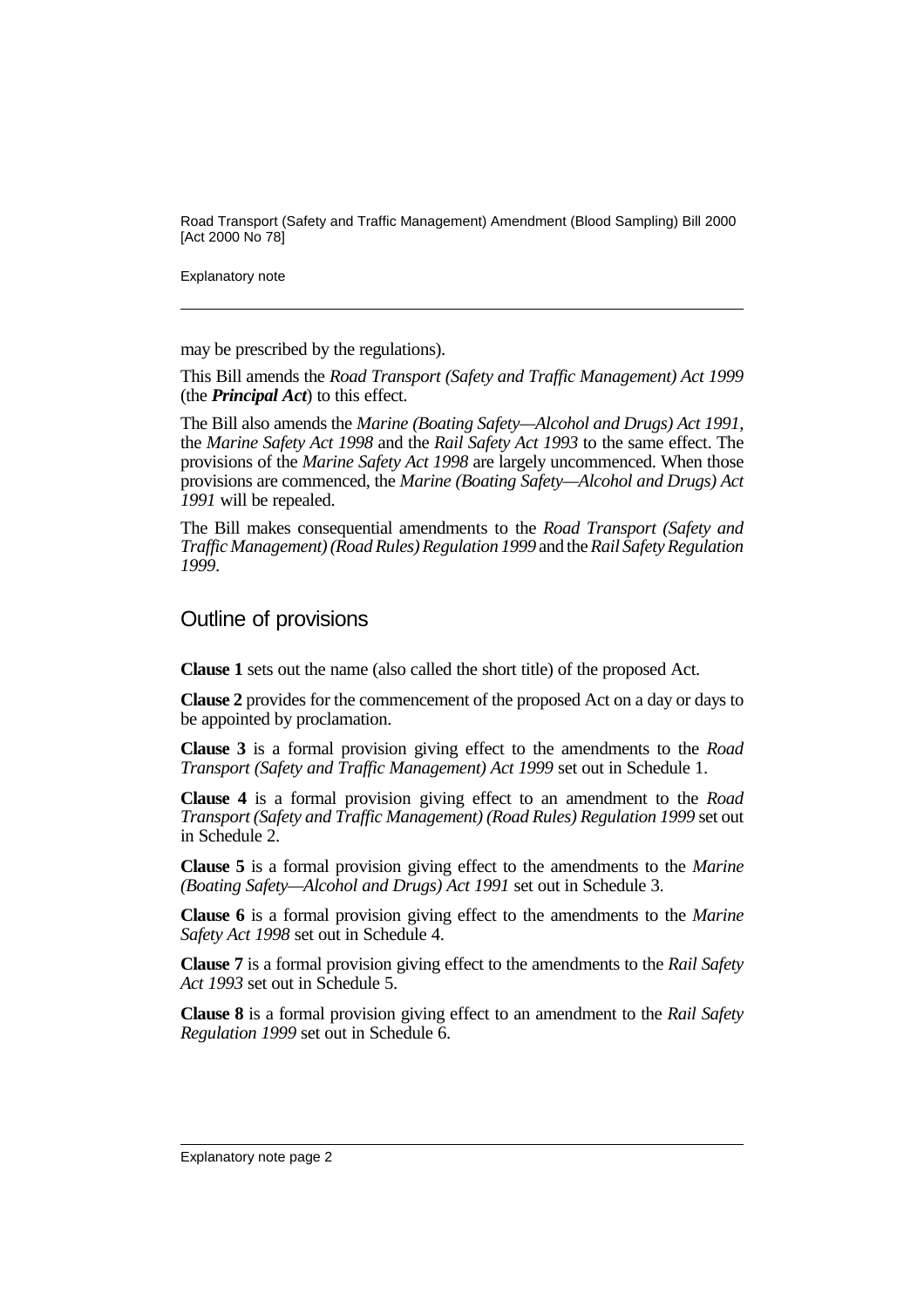may be prescribed by the regulations).

This Bill amends the *Road Transport (Safety and Traffic Management) Act 1999* (the ***Principal Act***) to this effect.

The Bill also amends the *Marine (Boating Safety—Alcohol and Drugs) Act 1991*, the *Marine Safety Act 1998* and the *Rail Safety Act 1993* to the same effect. The provisions of the *Marine Safety Act 1998* are largely uncommenced. When those provisions are commenced, the *Marine (Boating Safety—Alcohol and Drugs) Act 1991* will be repealed.

The Bill makes consequential amendments to the *Road Transport (Safety and Traffic Management) (Road Rules) Regulation 1999* and the *Rail Safety Regulation 1999*.

## Outline of provisions

**Clause 1** sets out the name (also called the short title) of the proposed Act.

**Clause 2** provides for the commencement of the proposed Act on a day or days to be appointed by proclamation.

**Clause 3** is a formal provision giving effect to the amendments to the *Road Transport (Safety and Traffic Management) Act 1999* set out in Schedule 1.

**Clause 4** is a formal provision giving effect to an amendment to the *Road Transport (Safety and Traffic Management) (Road Rules) Regulation 1999* set out in Schedule 2.

**Clause 5** is a formal provision giving effect to the amendments to the *Marine (Boating Safety—Alcohol and Drugs) Act 1991* set out in Schedule 3.

**Clause 6** is a formal provision giving effect to the amendments to the *Marine Safety Act 1998* set out in Schedule 4.

**Clause 7** is a formal provision giving effect to the amendments to the *Rail Safety Act 1993* set out in Schedule 5.

**Clause 8** is a formal provision giving effect to an amendment to the *Rail Safety Regulation 1999* set out in Schedule 6.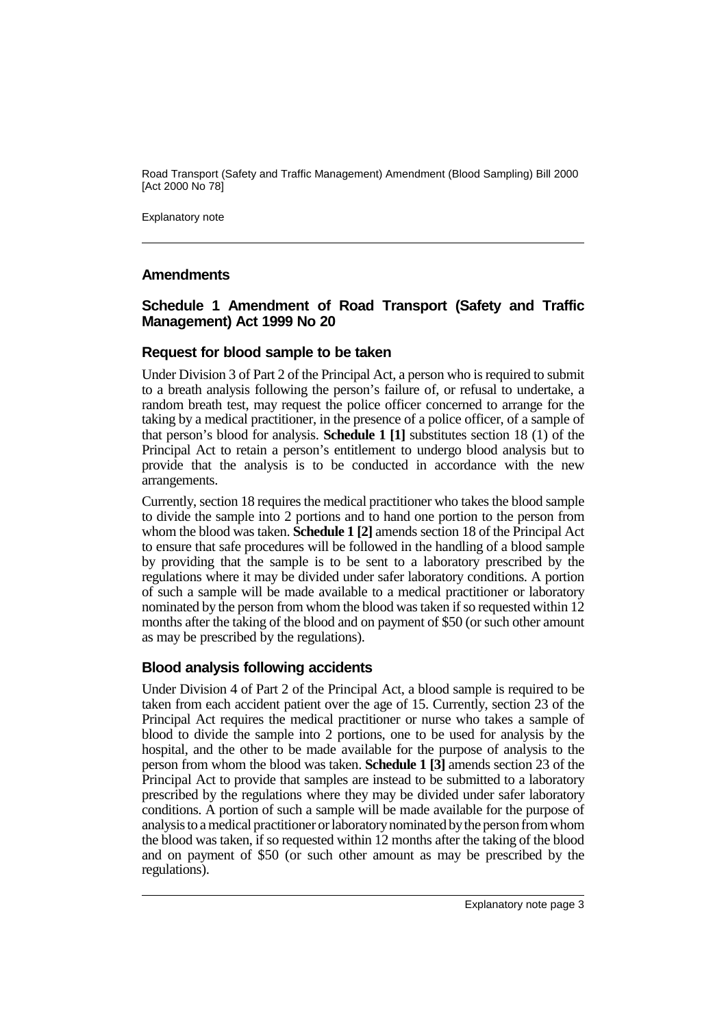## Amendments

### Schedule 1 Amendment of Road Transport (Safety and Traffic Management) Act 1999 No 20

#### Request for blood sample to be taken

Under Division 3 of Part 2 of the Principal Act, a person who is required to submit to a breath analysis following the person's failure of, or refusal to undertake, a random breath test, may request the police officer concerned to arrange for the taking by a medical practitioner, in the presence of a police officer, of a sample of that person's blood for analysis. **Schedule 1 [1]** substitutes section 18 (1) of the Principal Act to retain a person's entitlement to undergo blood analysis but to provide that the analysis is to be conducted in accordance with the new arrangements.

Currently, section 18 requires the medical practitioner who takes the blood sample to divide the sample into 2 portions and to hand one portion to the person from whom the blood was taken. **Schedule 1 [2]** amends section 18 of the Principal Act to ensure that safe procedures will be followed in the handling of a blood sample by providing that the sample is to be sent to a laboratory prescribed by the regulations where it may be divided under safer laboratory conditions. A portion of such a sample will be made available to a medical practitioner or laboratory nominated by the person from whom the blood was taken if so requested within 12 months after the taking of the blood and on payment of $50 (or such other amount as may be prescribed by the regulations).

#### Blood analysis following accidents

Under Division 4 of Part 2 of the Principal Act, a blood sample is required to be taken from each accident patient over the age of 15. Currently, section 23 of the Principal Act requires the medical practitioner or nurse who takes a sample of blood to divide the sample into 2 portions, one to be used for analysis by the hospital, and the other to be made available for the purpose of analysis to the person from whom the blood was taken. **Schedule 1 [3]** amends section 23 of the Principal Act to provide that samples are instead to be submitted to a laboratory prescribed by the regulations where they may be divided under safer laboratory conditions. A portion of such a sample will be made available for the purpose of analysis to a medical practitioner or laboratory nominated by the person from whom the blood was taken, if so requested within 12 months after the taking of the blood and on payment of $50 (or such other amount as may be prescribed by the regulations).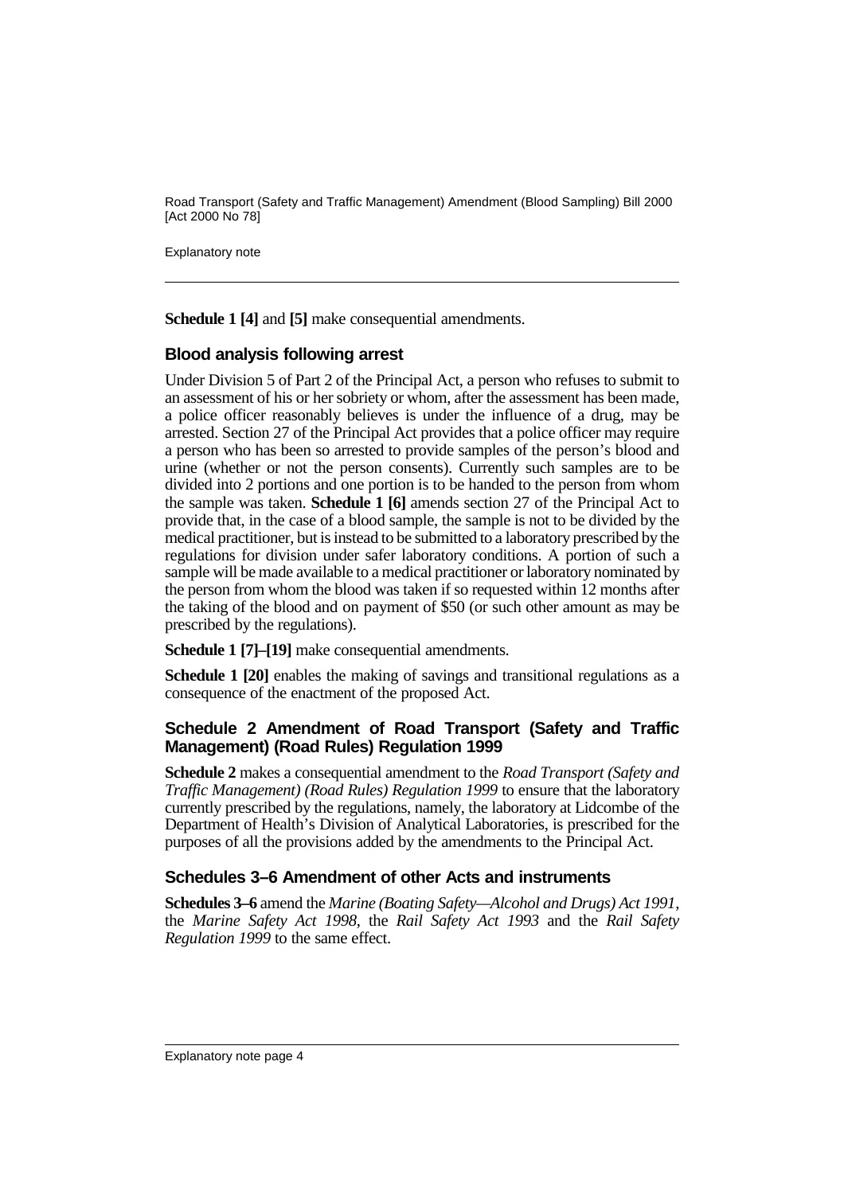**Schedule 1 [4]** and **[5]** make consequential amendments.

### Blood analysis following arrest

Under Division 5 of Part 2 of the Principal Act, a person who refuses to submit to an assessment of his or her sobriety or whom, after the assessment has been made, a police officer reasonably believes is under the influence of a drug, may be arrested. Section 27 of the Principal Act provides that a police officer may require a person who has been so arrested to provide samples of the person's blood and urine (whether or not the person consents). Currently such samples are to be divided into 2 portions and one portion is to be handed to the person from whom the sample was taken. **Schedule 1 [6]** amends section 27 of the Principal Act to provide that, in the case of a blood sample, the sample is not to be divided by the medical practitioner, but is instead to be submitted to a laboratory prescribed by the regulations for division under safer laboratory conditions. A portion of such a sample will be made available to a medical practitioner or laboratory nominated by the person from whom the blood was taken if so requested within 12 months after the taking of the blood and on payment of $50 (or such other amount as may be prescribed by the regulations).

**Schedule 1 [7]–[19]** make consequential amendments.

**Schedule 1 [20]** enables the making of savings and transitional regulations as a consequence of the enactment of the proposed Act.

### Schedule 2 Amendment of Road Transport (Safety and Traffic Management) (Road Rules) Regulation 1999

**Schedule 2** makes a consequential amendment to the *Road Transport (Safety and Traffic Management) (Road Rules) Regulation 1999* to ensure that the laboratory currently prescribed by the regulations, namely, the laboratory at Lidcombe of the Department of Health's Division of Analytical Laboratories, is prescribed for the purposes of all the provisions added by the amendments to the Principal Act.

### Schedules 3–6 Amendment of other Acts and instruments

**Schedules 3–6** amend the *Marine (Boating Safety—Alcohol and Drugs) Act 1991*, the *Marine Safety Act 1998*, the *Rail Safety Act 1993* and the *Rail Safety Regulation 1999* to the same effect.